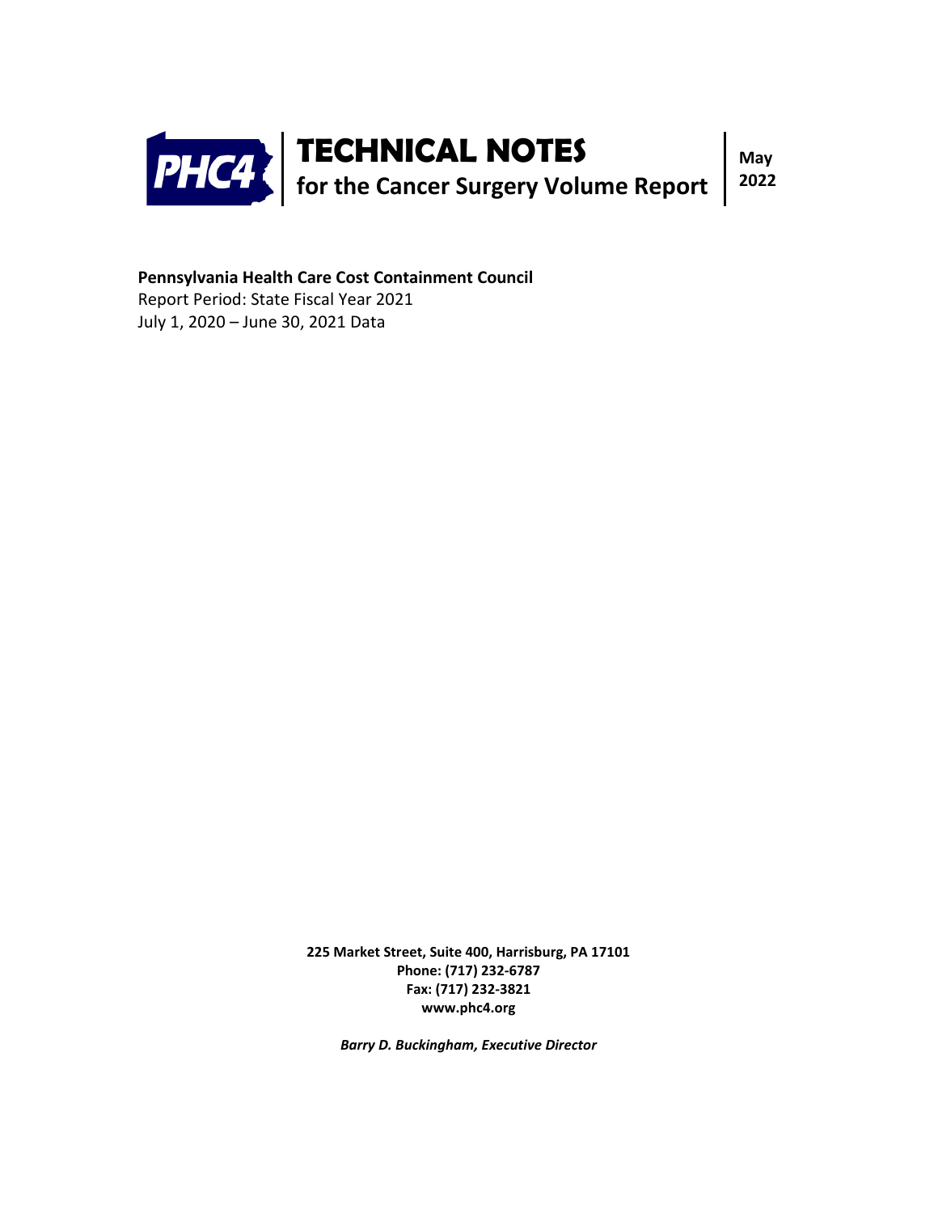# TECHNICAL NOTES

## for the Cancer Surgery Volume Report

**May 2022**

**Pennsylvania Health Care Cost Containment Council**

Report Period: State Fiscal Year 2021

July 1, 2020 – June 30, 2021 Data

**225 Market Street, Suite 400, Harrisburg, PA 17101**

**Phone: (717) 232-6787**

**Fax: (717) 232-3821**

**www.phc4.org**

***Barry D. Buckingham, Executive Director***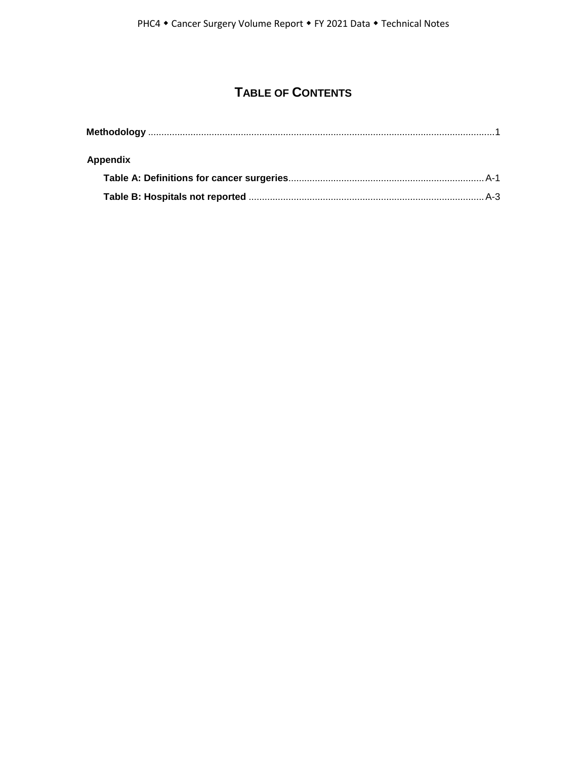# TABLE OF CONTENTS

**Methodology** .................................................................................................................................1

**Appendix**

- **Table A: Definitions for cancer surgeries**......................................................................... A-1
- **Table B: Hospitals not reported** ........................................................................................ A-3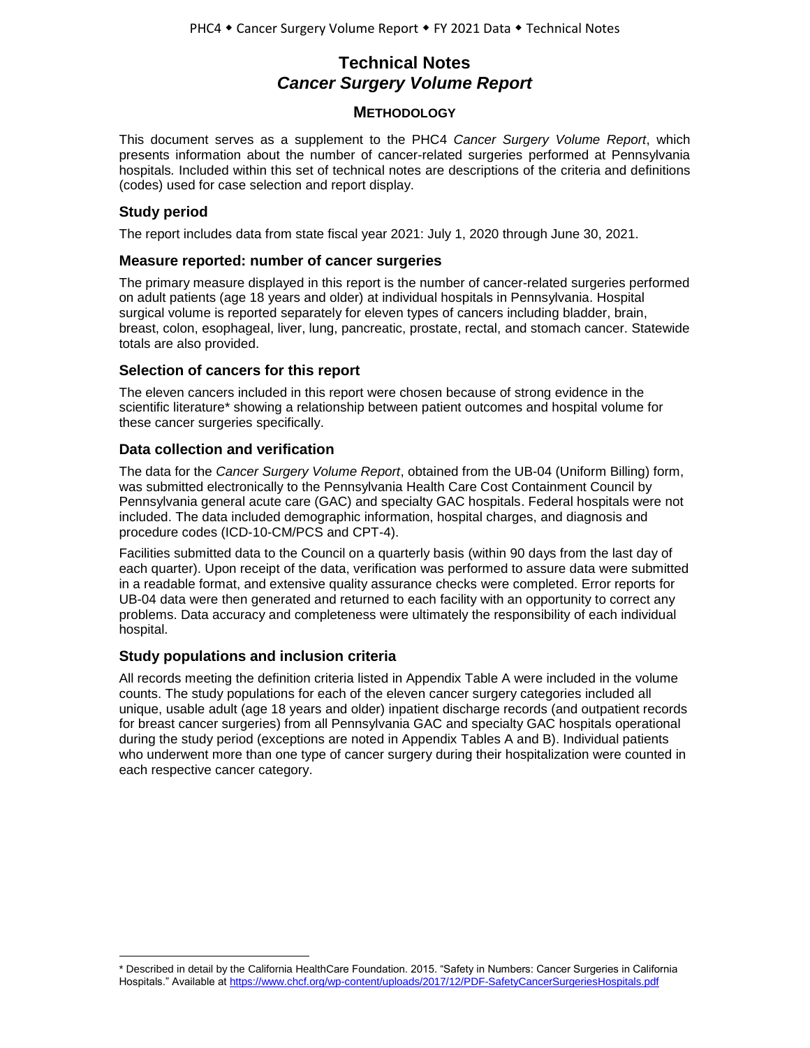# Technical Notes
## *Cancer Surgery Volume Report*

### METHODOLOGY

This document serves as a supplement to the PHC4 *Cancer Surgery Volume Report*, which presents information about the number of cancer-related surgeries performed at Pennsylvania hospitals. Included within this set of technical notes are descriptions of the criteria and definitions (codes) used for case selection and report display.

### Study period

The report includes data from state fiscal year 2021: July 1, 2020 through June 30, 2021.

### Measure reported: number of cancer surgeries

The primary measure displayed in this report is the number of cancer-related surgeries performed on adult patients (age 18 years and older) at individual hospitals in Pennsylvania. Hospital surgical volume is reported separately for eleven types of cancers including bladder, brain, breast, colon, esophageal, liver, lung, pancreatic, prostate, rectal, and stomach cancer. Statewide totals are also provided.

### Selection of cancers for this report

The eleven cancers included in this report were chosen because of strong evidence in the scientific literature* showing a relationship between patient outcomes and hospital volume for these cancer surgeries specifically.

### Data collection and verification

The data for the *Cancer Surgery Volume Report*, obtained from the UB-04 (Uniform Billing) form, was submitted electronically to the Pennsylvania Health Care Cost Containment Council by Pennsylvania general acute care (GAC) and specialty GAC hospitals. Federal hospitals were not included. The data included demographic information, hospital charges, and diagnosis and procedure codes (ICD-10-CM/PCS and CPT-4).

Facilities submitted data to the Council on a quarterly basis (within 90 days from the last day of each quarter). Upon receipt of the data, verification was performed to assure data were submitted in a readable format, and extensive quality assurance checks were completed. Error reports for UB-04 data were then generated and returned to each facility with an opportunity to correct any problems. Data accuracy and completeness were ultimately the responsibility of each individual hospital.

### Study populations and inclusion criteria

All records meeting the definition criteria listed in Appendix Table A were included in the volume counts. The study populations for each of the eleven cancer surgery categories included all unique, usable adult (age 18 years and older) inpatient discharge records (and outpatient records for breast cancer surgeries) from all Pennsylvania GAC and specialty GAC hospitals operational during the study period (exceptions are noted in Appendix Tables A and B). Individual patients who underwent more than one type of cancer surgery during their hospitalization were counted in each respective cancer category.

---

\* Described in detail by the California HealthCare Foundation. 2015. "Safety in Numbers: Cancer Surgeries in California Hospitals." Available at https://www.chcf.org/wp-content/uploads/2017/12/PDF-SafetyCancerSurgeriesHospitals.pdf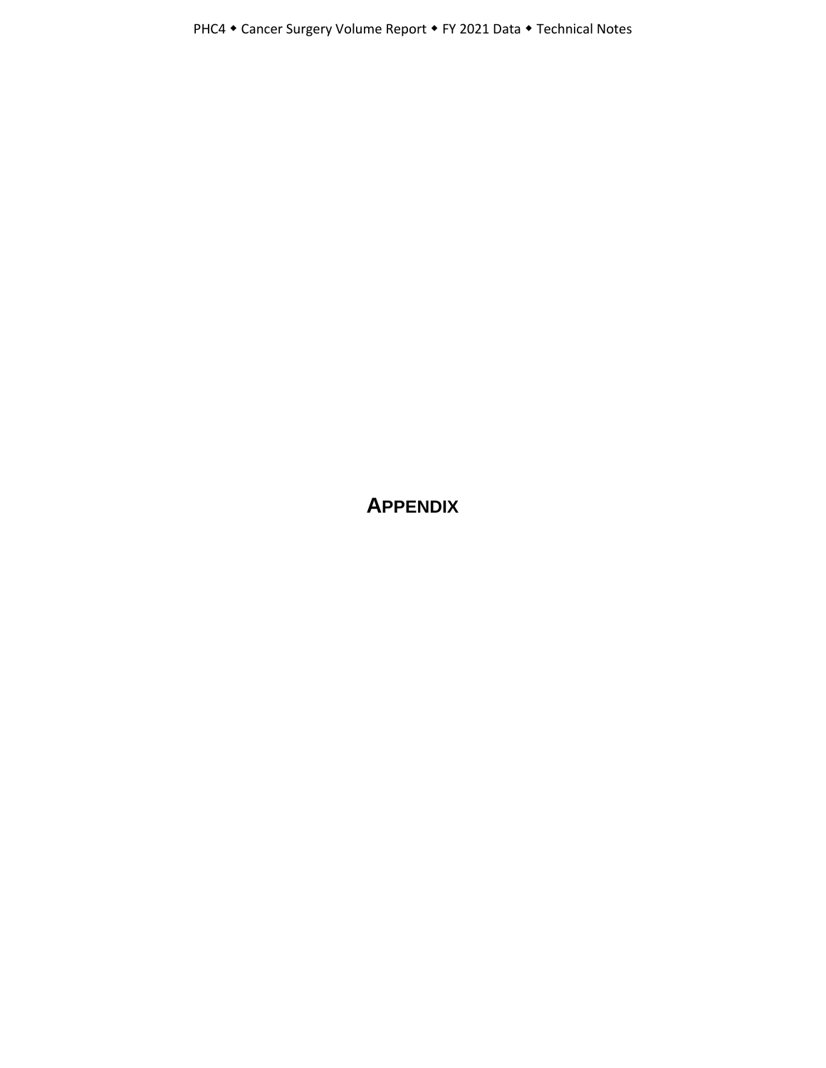# APPENDIX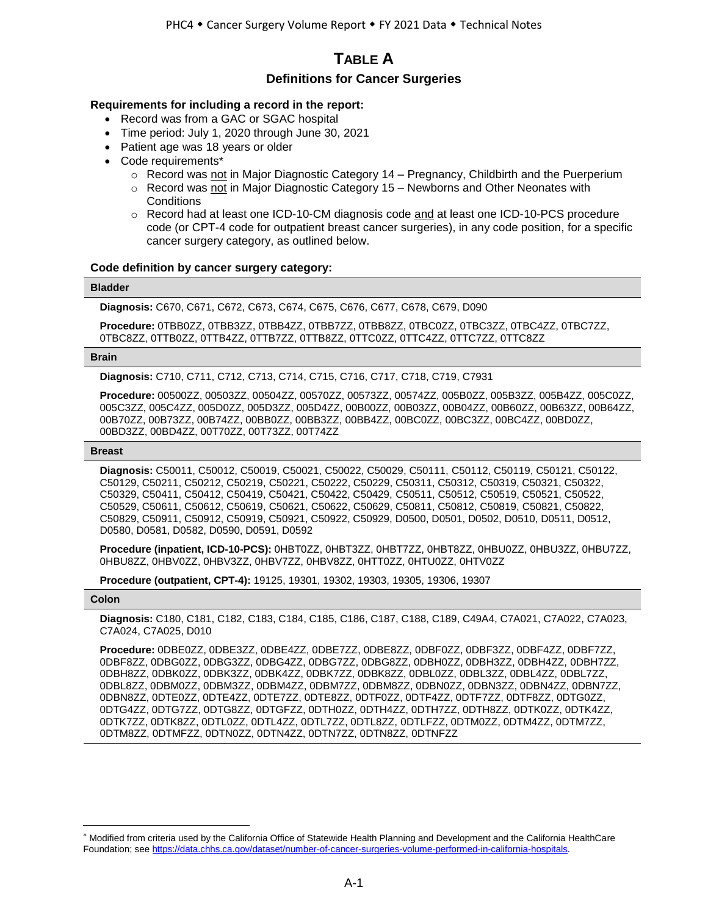# TABLE A

## Definitions for Cancer Surgeries

**Requirements for including a record in the report:**

- Record was from a GAC or SGAC hospital
- Time period: July 1, 2020 through June 30, 2021
- Patient age was 18 years or older
- Code requirements*
  - Record was not in Major Diagnostic Category 14 – Pregnancy, Childbirth and the Puerperium
  - Record was not in Major Diagnostic Category 15 – Newborns and Other Neonates with Conditions
  - Record had at least one ICD-10-CM diagnosis code and at least one ICD-10-PCS procedure code (or CPT-4 code for outpatient breast cancer surgeries), in any code position, for a specific cancer surgery category, as outlined below.

**Code definition by cancer surgery category:**

### Bladder

**Diagnosis:** C670, C671, C672, C673, C674, C675, C676, C677, C678, C679, D090

**Procedure:** 0TBB0ZZ, 0TBB3ZZ, 0TBB4ZZ, 0TBB7ZZ, 0TBB8ZZ, 0TBC0ZZ, 0TBC3ZZ, 0TBC4ZZ, 0TBC7ZZ, 0TBC8ZZ, 0TTB0ZZ, 0TTB4ZZ, 0TTB7ZZ, 0TTB8ZZ, 0TTC0ZZ, 0TTC4ZZ, 0TTC7ZZ, 0TTC8ZZ

### Brain

**Diagnosis:** C710, C711, C712, C713, C714, C715, C716, C717, C718, C719, C7931

**Procedure:** 00500ZZ, 00503ZZ, 00504ZZ, 00570ZZ, 00573ZZ, 00574ZZ, 005B0ZZ, 005B3ZZ, 005B4ZZ, 005C0ZZ, 005C3ZZ, 005C4ZZ, 005D0ZZ, 005D3ZZ, 005D4ZZ, 00B00ZZ, 00B03ZZ, 00B04ZZ, 00B60ZZ, 00B63ZZ, 00B64ZZ, 00B70ZZ, 00B73ZZ, 00B74ZZ, 00BB0ZZ, 00BB3ZZ, 00BB4ZZ, 00BC0ZZ, 00BC3ZZ, 00BC4ZZ, 00BD0ZZ, 00BD3ZZ, 00BD4ZZ, 00T70ZZ, 00T73ZZ, 00T74ZZ

### Breast

**Diagnosis:** C50011, C50012, C50019, C50021, C50022, C50029, C50111, C50112, C50119, C50121, C50122, C50129, C50211, C50212, C50219, C50221, C50222, C50229, C50311, C50312, C50319, C50321, C50322, C50329, C50411, C50412, C50419, C50421, C50422, C50429, C50511, C50512, C50519, C50521, C50522, C50529, C50611, C50612, C50619, C50621, C50622, C50629, C50811, C50812, C50819, C50821, C50822, C50829, C50911, C50912, C50919, C50921, C50922, C50929, D0500, D0501, D0502, D0510, D0511, D0512, D0580, D0581, D0582, D0590, D0591, D0592

**Procedure (inpatient, ICD-10-PCS):** 0HBT0ZZ, 0HBT3ZZ, 0HBT7ZZ, 0HBT8ZZ, 0HBU0ZZ, 0HBU3ZZ, 0HBU7ZZ, 0HBU8ZZ, 0HBV0ZZ, 0HBV3ZZ, 0HBV7ZZ, 0HBV8ZZ, 0HTT0ZZ, 0HTU0ZZ, 0HTV0ZZ

**Procedure (outpatient, CPT-4):** 19125, 19301, 19302, 19303, 19305, 19306, 19307

### Colon

**Diagnosis:** C180, C181, C182, C183, C184, C185, C186, C187, C188, C189, C49A4, C7A021, C7A022, C7A023, C7A024, C7A025, D010

**Procedure:** 0DBE0ZZ, 0DBE3ZZ, 0DBE4ZZ, 0DBE7ZZ, 0DBE8ZZ, 0DBF0ZZ, 0DBF3ZZ, 0DBF4ZZ, 0DBF7ZZ, 0DBF8ZZ, 0DBG0ZZ, 0DBG3ZZ, 0DBG4ZZ, 0DBG7ZZ, 0DBG8ZZ, 0DBH0ZZ, 0DBH3ZZ, 0DBH4ZZ, 0DBH7ZZ, 0DBH8ZZ, 0DBK0ZZ, 0DBK3ZZ, 0DBK4ZZ, 0DBK7ZZ, 0DBK8ZZ, 0DBL0ZZ, 0DBL3ZZ, 0DBL4ZZ, 0DBL7ZZ, 0DBL8ZZ, 0DBM0ZZ, 0DBM3ZZ, 0DBM4ZZ, 0DBM7ZZ, 0DBM8ZZ, 0DBN0ZZ, 0DBN3ZZ, 0DBN4ZZ, 0DBN7ZZ, 0DBN8ZZ, 0DTE0ZZ, 0DTE4ZZ, 0DTE7ZZ, 0DTE8ZZ, 0DTF0ZZ, 0DTF4ZZ, 0DTF7ZZ, 0DTF8ZZ, 0DTG0ZZ, 0DTG4ZZ, 0DTG7ZZ, 0DTG8ZZ, 0DTGFZZ, 0DTH0ZZ, 0DTH4ZZ, 0DTH7ZZ, 0DTH8ZZ, 0DTK0ZZ, 0DTK4ZZ, 0DTK7ZZ, 0DTK8ZZ, 0DTL0ZZ, 0DTL4ZZ, 0DTL7ZZ, 0DTL8ZZ, 0DTLFZZ, 0DTM0ZZ, 0DTM4ZZ, 0DTM7ZZ, 0DTM8ZZ, 0DTMFZZ, 0DTN0ZZ, 0DTN4ZZ, 0DTN7ZZ, 0DTN8ZZ, 0DTNFZZ

---

* Modified from criteria used by the California Office of Statewide Health Planning and Development and the California HealthCare Foundation; see https://data.chhs.ca.gov/dataset/number-of-cancer-surgeries-volume-performed-in-california-hospitals.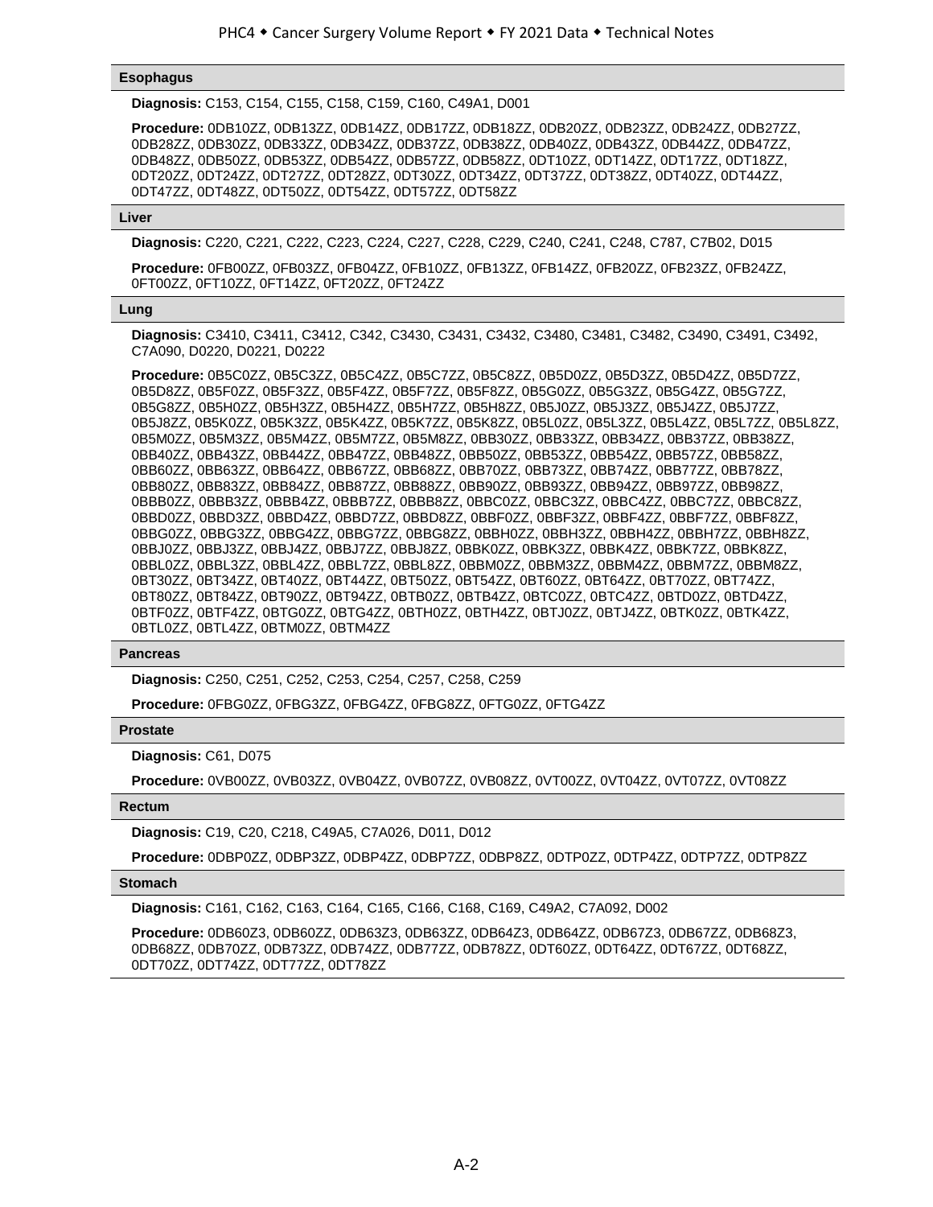### Esophagus

**Diagnosis:** C153, C154, C155, C158, C159, C160, C49A1, D001

**Procedure:** 0DB10ZZ, 0DB13ZZ, 0DB14ZZ, 0DB17ZZ, 0DB18ZZ, 0DB20ZZ, 0DB23ZZ, 0DB24ZZ, 0DB27ZZ, 0DB28ZZ, 0DB30ZZ, 0DB33ZZ, 0DB34ZZ, 0DB37ZZ, 0DB38ZZ, 0DB40ZZ, 0DB43ZZ, 0DB44ZZ, 0DB47ZZ, 0DB48ZZ, 0DB50ZZ, 0DB53ZZ, 0DB54ZZ, 0DB57ZZ, 0DB58ZZ, 0DT10ZZ, 0DT14ZZ, 0DT17ZZ, 0DT18ZZ, 0DT20ZZ, 0DT24ZZ, 0DT27ZZ, 0DT28ZZ, 0DT30ZZ, 0DT34ZZ, 0DT37ZZ, 0DT38ZZ, 0DT40ZZ, 0DT44ZZ, 0DT47ZZ, 0DT48ZZ, 0DT50ZZ, 0DT54ZZ, 0DT57ZZ, 0DT58ZZ

### Liver

**Diagnosis:** C220, C221, C222, C223, C224, C227, C228, C229, C240, C241, C248, C787, C7B02, D015

**Procedure:** 0FB00ZZ, 0FB03ZZ, 0FB04ZZ, 0FB10ZZ, 0FB13ZZ, 0FB14ZZ, 0FB20ZZ, 0FB23ZZ, 0FB24ZZ, 0FT00ZZ, 0FT10ZZ, 0FT14ZZ, 0FT20ZZ, 0FT24ZZ

### Lung

**Diagnosis:** C3410, C3411, C3412, C342, C3430, C3431, C3432, C3480, C3481, C3482, C3490, C3491, C3492, C7A090, D0220, D0221, D0222

**Procedure:** 0B5C0ZZ, 0B5C3ZZ, 0B5C4ZZ, 0B5C7ZZ, 0B5C8ZZ, 0B5D0ZZ, 0B5D3ZZ, 0B5D4ZZ, 0B5D7ZZ, 0B5D8ZZ, 0B5F0ZZ, 0B5F3ZZ, 0B5F4ZZ, 0B5F7ZZ, 0B5F8ZZ, 0B5G0ZZ, 0B5G3ZZ, 0B5G4ZZ, 0B5G7ZZ, 0B5G8ZZ, 0B5H0ZZ, 0B5H3ZZ, 0B5H4ZZ, 0B5H7ZZ, 0B5H8ZZ, 0B5J0ZZ, 0B5J3ZZ, 0B5J4ZZ, 0B5J7ZZ, 0B5J8ZZ, 0B5K0ZZ, 0B5K3ZZ, 0B5K4ZZ, 0B5K7ZZ, 0B5K8ZZ, 0B5L0ZZ, 0B5L3ZZ, 0B5L4ZZ, 0B5L7ZZ, 0B5L8ZZ, 0B5M0ZZ, 0B5M3ZZ, 0B5M4ZZ, 0B5M7ZZ, 0B5M8ZZ, 0BB30ZZ, 0BB33ZZ, 0BB34ZZ, 0BB37ZZ, 0BB38ZZ, 0BB40ZZ, 0BB43ZZ, 0BB44ZZ, 0BB47ZZ, 0BB48ZZ, 0BB50ZZ, 0BB53ZZ, 0BB54ZZ, 0BB57ZZ, 0BB58ZZ, 0BB60ZZ, 0BB63ZZ, 0BB64ZZ, 0BB67ZZ, 0BB68ZZ, 0BB70ZZ, 0BB73ZZ, 0BB74ZZ, 0BB77ZZ, 0BB78ZZ, 0BB80ZZ, 0BB83ZZ, 0BB84ZZ, 0BB87ZZ, 0BB88ZZ, 0BB90ZZ, 0BB93ZZ, 0BB94ZZ, 0BB97ZZ, 0BB98ZZ, 0BBB0ZZ, 0BBB3ZZ, 0BBB4ZZ, 0BBB7ZZ, 0BBB8ZZ, 0BBC0ZZ, 0BBC3ZZ, 0BBC4ZZ, 0BBC7ZZ, 0BBC8ZZ, 0BBD0ZZ, 0BBD3ZZ, 0BBD4ZZ, 0BBD7ZZ, 0BBD8ZZ, 0BBF0ZZ, 0BBF3ZZ, 0BBF4ZZ, 0BBF7ZZ, 0BBF8ZZ, 0BBG0ZZ, 0BBG3ZZ, 0BBG4ZZ, 0BBG7ZZ, 0BBG8ZZ, 0BBH0ZZ, 0BBH3ZZ, 0BBH4ZZ, 0BBH7ZZ, 0BBH8ZZ, 0BBJ0ZZ, 0BBJ3ZZ, 0BBJ4ZZ, 0BBJ7ZZ, 0BBJ8ZZ, 0BBK0ZZ, 0BBK3ZZ, 0BBK4ZZ, 0BBK7ZZ, 0BBK8ZZ, 0BBL0ZZ, 0BBL3ZZ, 0BBL4ZZ, 0BBL7ZZ, 0BBL8ZZ, 0BBM0ZZ, 0BBM3ZZ, 0BBM4ZZ, 0BBM7ZZ, 0BBM8ZZ, 0BT30ZZ, 0BT34ZZ, 0BT40ZZ, 0BT44ZZ, 0BT50ZZ, 0BT54ZZ, 0BT60ZZ, 0BT64ZZ, 0BT70ZZ, 0BT74ZZ, 0BT80ZZ, 0BT84ZZ, 0BT90ZZ, 0BT94ZZ, 0BTB0ZZ, 0BTB4ZZ, 0BTC0ZZ, 0BTC4ZZ, 0BTD0ZZ, 0BTD4ZZ, 0BTF0ZZ, 0BTF4ZZ, 0BTG0ZZ, 0BTG4ZZ, 0BTH0ZZ, 0BTH4ZZ, 0BTJ0ZZ, 0BTJ4ZZ, 0BTK0ZZ, 0BTK4ZZ, 0BTL0ZZ, 0BTL4ZZ, 0BTM0ZZ, 0BTM4ZZ

### Pancreas

**Diagnosis:** C250, C251, C252, C253, C254, C257, C258, C259

**Procedure:** 0FBG0ZZ, 0FBG3ZZ, 0FBG4ZZ, 0FBG8ZZ, 0FTG0ZZ, 0FTG4ZZ

### Prostate

**Diagnosis:** C61, D075

**Procedure:** 0VB00ZZ, 0VB03ZZ, 0VB04ZZ, 0VB07ZZ, 0VB08ZZ, 0VT00ZZ, 0VT04ZZ, 0VT07ZZ, 0VT08ZZ

### Rectum

**Diagnosis:** C19, C20, C218, C49A5, C7A026, D011, D012

**Procedure:** 0DBP0ZZ, 0DBP3ZZ, 0DBP4ZZ, 0DBP7ZZ, 0DBP8ZZ, 0DTP0ZZ, 0DTP4ZZ, 0DTP7ZZ, 0DTP8ZZ

### Stomach

**Diagnosis:** C161, C162, C163, C164, C165, C166, C168, C169, C49A2, C7A092, D002

**Procedure:** 0DB60Z3, 0DB60ZZ, 0DB63Z3, 0DB63ZZ, 0DB64Z3, 0DB64ZZ, 0DB67Z3, 0DB67ZZ, 0DB68Z3, 0DB68ZZ, 0DB70ZZ, 0DB73ZZ, 0DB74ZZ, 0DB77ZZ, 0DB78ZZ, 0DT60ZZ, 0DT64ZZ, 0DT67ZZ, 0DT68ZZ, 0DT70ZZ, 0DT74ZZ, 0DT77ZZ, 0DT78ZZ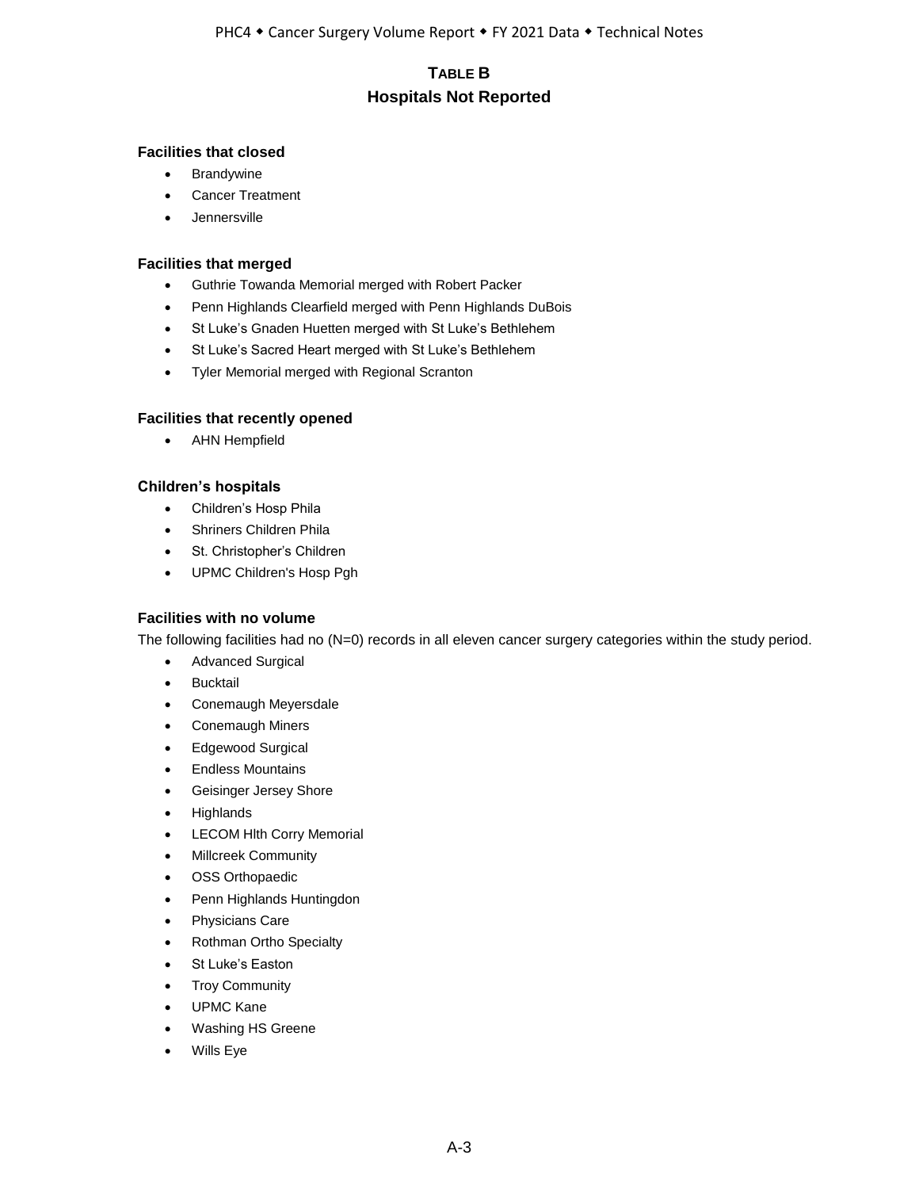## Table B
## Hospitals Not Reported

### Facilities that closed

- Brandywine
- Cancer Treatment
- Jennersville

### Facilities that merged

- Guthrie Towanda Memorial merged with Robert Packer
- Penn Highlands Clearfield merged with Penn Highlands DuBois
- St Luke's Gnaden Huetten merged with St Luke's Bethlehem
- St Luke's Sacred Heart merged with St Luke's Bethlehem
- Tyler Memorial merged with Regional Scranton

### Facilities that recently opened

- AHN Hempfield

### Children's hospitals

- Children's Hosp Phila
- Shriners Children Phila
- St. Christopher's Children
- UPMC Children's Hosp Pgh

### Facilities with no volume

The following facilities had no (N=0) records in all eleven cancer surgery categories within the study period.

- Advanced Surgical
- Bucktail
- Conemaugh Meyersdale
- Conemaugh Miners
- Edgewood Surgical
- Endless Mountains
- Geisinger Jersey Shore
- Highlands
- LECOM Hlth Corry Memorial
- Millcreek Community
- OSS Orthopaedic
- Penn Highlands Huntingdon
- Physicians Care
- Rothman Ortho Specialty
- St Luke's Easton
- Troy Community
- UPMC Kane
- Washing HS Greene
- Wills Eye